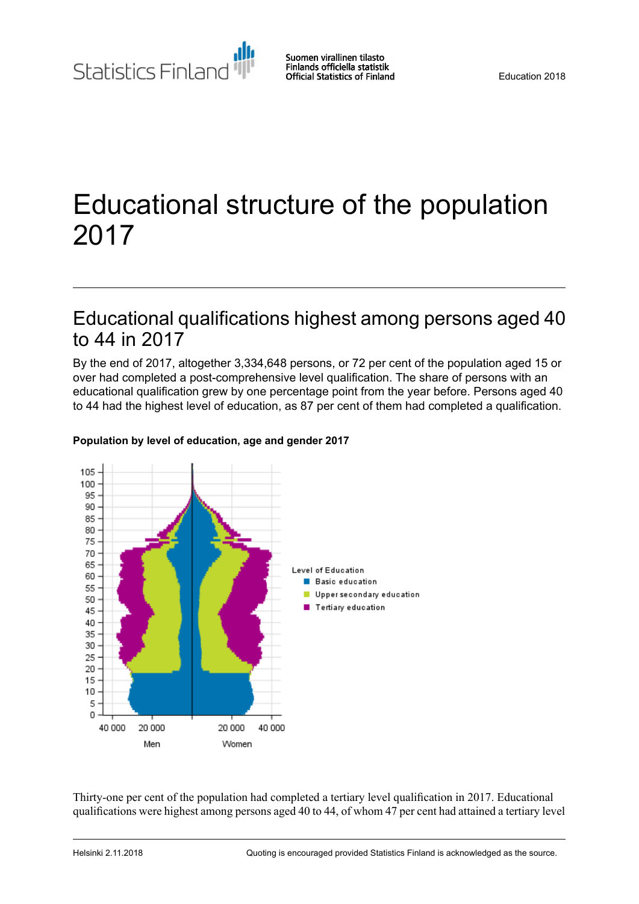Statistics Finland

Suomen virallinen tilasto
Finlands officiella statistik
Official Statistics of Finland

Education 2018

# Educational structure of the population 2017

## Educational qualifications highest among persons aged 40 to 44 in 2017

By the end of 2017, altogether 3,334,648 persons, or 72 per cent of the population aged 15 or over had completed a post-comprehensive level qualification. The share of persons with an educational qualification grew by one percentage point from the year before. Persons aged 40 to 44 had the highest level of education, as 87 per cent of them had completed a qualification.

**Population by level of education, age and gender 2017**

Thirty-one per cent of the population had completed a tertiary level qualification in 2017. Educational qualifications were highest among persons aged 40 to 44, of whom 47 per cent had attained a tertiary level

Helsinki 2.11.2018 Quoting is encouraged provided Statistics Finland is acknowledged as the source.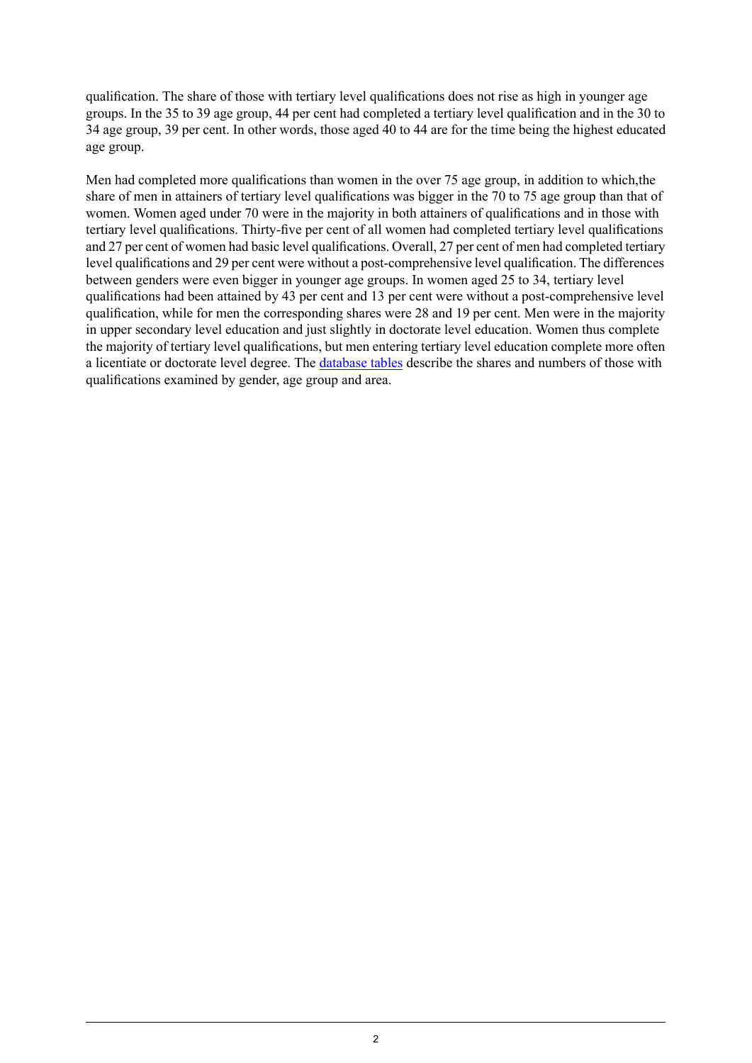qualification. The share of those with tertiary level qualifications does not rise as high in younger age groups. In the 35 to 39 age group, 44 per cent had completed a tertiary level qualification and in the 30 to 34 age group, 39 per cent. In other words, those aged 40 to 44 are for the time being the highest educated age group.

Men had completed more qualifications than women in the over 75 age group, in addition to which,the share of men in attainers of tertiary level qualifications was bigger in the 70 to 75 age group than that of women. Women aged under 70 were in the majority in both attainers of qualifications and in those with tertiary level qualifications. Thirty-five per cent of all women had completed tertiary level qualifications and 27 per cent of women had basic level qualifications. Overall, 27 per cent of men had completed tertiary level qualifications and 29 per cent were without a post-comprehensive level qualification. The differences between genders were even bigger in younger age groups. In women aged 25 to 34, tertiary level qualifications had been attained by 43 per cent and 13 per cent were without a post-comprehensive level qualification, while for men the corresponding shares were 28 and 19 per cent. Men were in the majority in upper secondary level education and just slightly in doctorate level education. Women thus complete the majority of tertiary level qualifications, but men entering tertiary level education complete more often a licentiate or doctorate level degree. The database tables describe the shares and numbers of those with qualifications examined by gender, age group and area.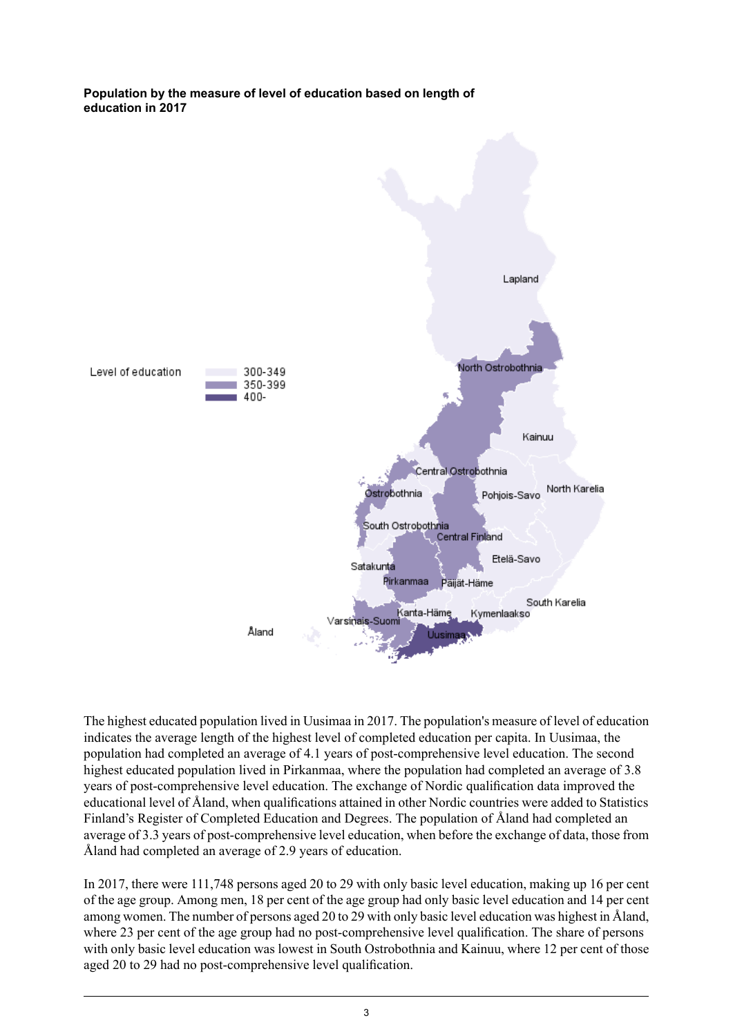**Population by the measure of level of education based on length of education in 2017**

The highest educated population lived in Uusimaa in 2017. The population's measure of level of education indicates the average length of the highest level of completed education per capita. In Uusimaa, the population had completed an average of 4.1 years of post-comprehensive level education. The second highest educated population lived in Pirkanmaa, where the population had completed an average of 3.8 years of post-comprehensive level education. The exchange of Nordic qualification data improved the educational level of Åland, when qualifications attained in other Nordic countries were added to Statistics Finland's Register of Completed Education and Degrees. The population of Åland had completed an average of 3.3 years of post-comprehensive level education, when before the exchange of data, those from Åland had completed an average of 2.9 years of education.

In 2017, there were 111,748 persons aged 20 to 29 with only basic level education, making up 16 per cent of the age group. Among men, 18 per cent of the age group had only basic level education and 14 per cent among women. The number of persons aged 20 to 29 with only basic level education was highest in Åland, where 23 per cent of the age group had no post-comprehensive level qualification. The share of persons with only basic level education was lowest in South Ostrobothnia and Kainuu, where 12 per cent of those aged 20 to 29 had no post-comprehensive level qualification.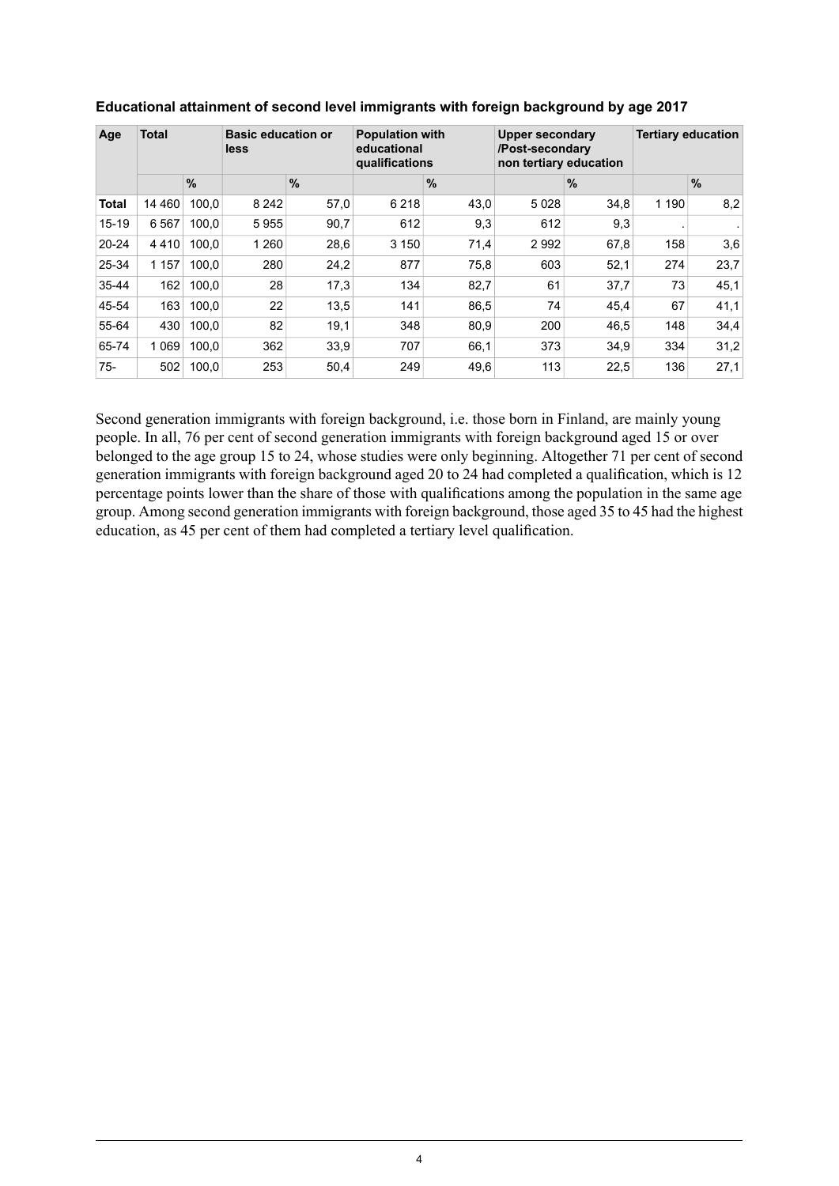**Educational attainment of second level immigrants with foreign background by age 2017**

| Age | Total | | Basic education or less | | Population with educational qualifications | | Upper secondary /Post-secondary non tertiary education | | Tertiary education | |
|---|---|---|---|---|---|---|---|---|---|---|
| | | % | | % | | % | | % | | % |
| **Total** | 14 460 | 100,0 | 8 242 | 57,0 | 6 218 | 43,0 | 5 028 | 34,8 | 1 190 | 8,2 |
| 15-19 | 6 567 | 100,0 | 5 955 | 90,7 | 612 | 9,3 | 612 | 9,3 | . | . |
| 20-24 | 4 410 | 100,0 | 1 260 | 28,6 | 3 150 | 71,4 | 2 992 | 67,8 | 158 | 3,6 |
| 25-34 | 1 157 | 100,0 | 280 | 24,2 | 877 | 75,8 | 603 | 52,1 | 274 | 23,7 |
| 35-44 | 162 | 100,0 | 28 | 17,3 | 134 | 82,7 | 61 | 37,7 | 73 | 45,1 |
| 45-54 | 163 | 100,0 | 22 | 13,5 | 141 | 86,5 | 74 | 45,4 | 67 | 41,1 |
| 55-64 | 430 | 100,0 | 82 | 19,1 | 348 | 80,9 | 200 | 46,5 | 148 | 34,4 |
| 65-74 | 1 069 | 100,0 | 362 | 33,9 | 707 | 66,1 | 373 | 34,9 | 334 | 31,2 |
| 75- | 502 | 100,0 | 253 | 50,4 | 249 | 49,6 | 113 | 22,5 | 136 | 27,1 |

Second generation immigrants with foreign background, i.e. those born in Finland, are mainly young people. In all, 76 per cent of second generation immigrants with foreign background aged 15 or over belonged to the age group 15 to 24, whose studies were only beginning. Altogether 71 per cent of second generation immigrants with foreign background aged 20 to 24 had completed a qualification, which is 12 percentage points lower than the share of those with qualifications among the population in the same age group. Among second generation immigrants with foreign background, those aged 35 to 45 had the highest education, as 45 per cent of them had completed a tertiary level qualification.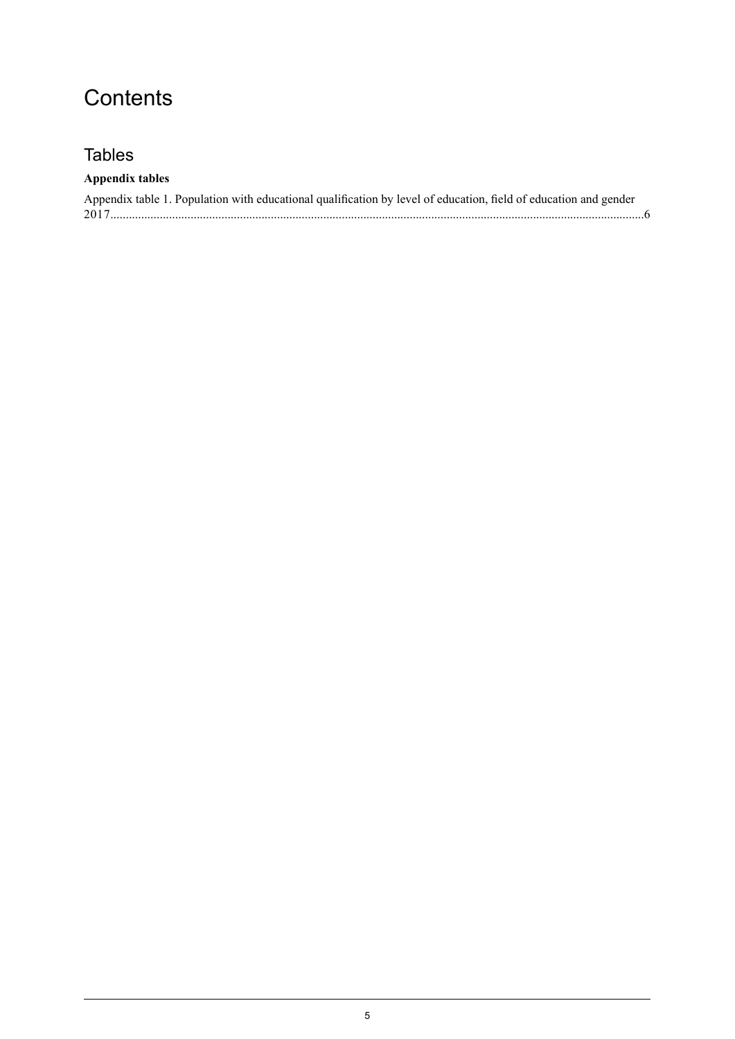# Contents

## Tables

**Appendix tables**

Appendix table 1. Population with educational qualification by level of education, field of education and gender 2017........................................................................................................................................................6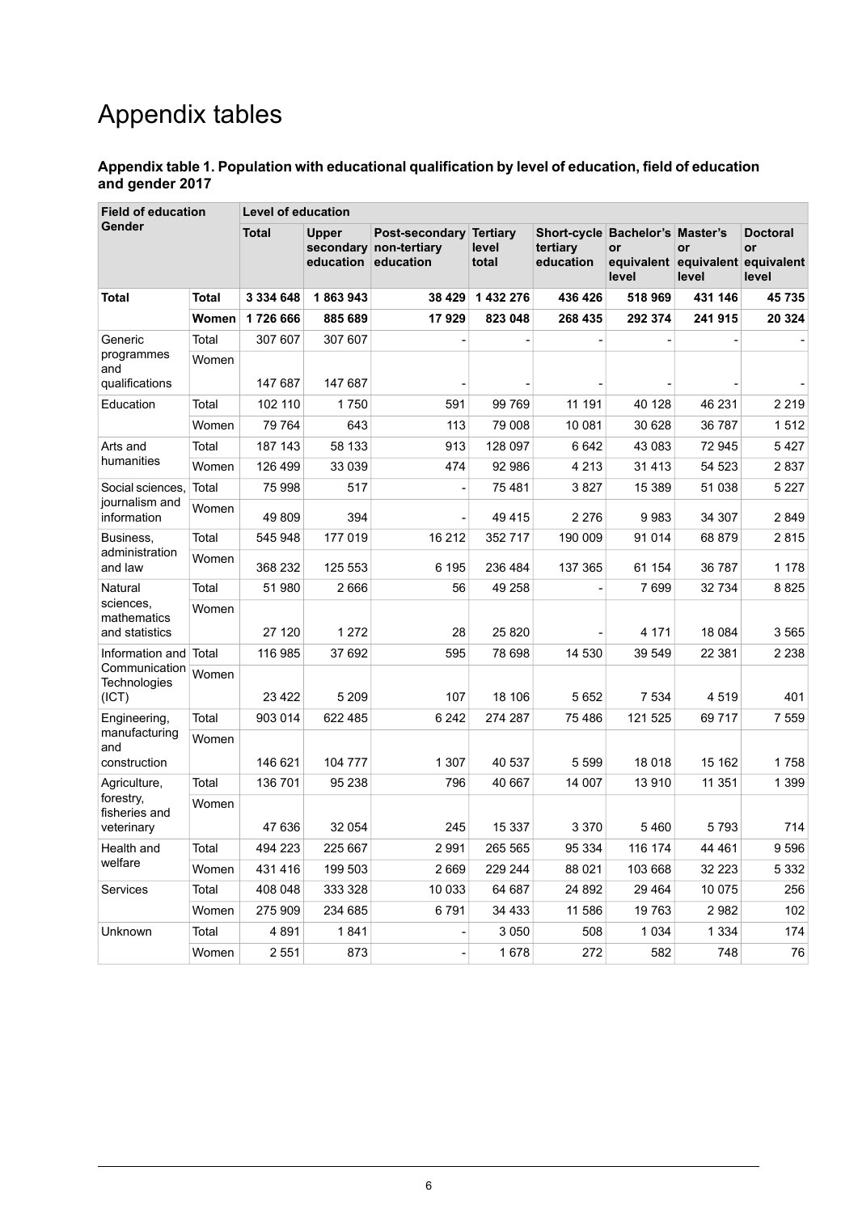# Appendix tables

**Appendix table 1. Population with educational qualification by level of education, field of education and gender 2017**

| Field of education | Gender | Level of education | | | | | | | |
|---|---|---|---|---|---|---|---|---|---|
| | | **Total** | **Upper secondary education** | **Post-secondary non-tertiary education** | **Tertiary level total** | **Short-cycle tertiary education** | **Bachelor's or equivalent level** | **Master's or equivalent level** | **Doctoral or equivalent level** |
| **Total** | **Total** | **3 334 648** | **1 863 943** | **38 429** | **1 432 276** | **436 426** | **518 969** | **431 146** | **45 735** |
| | **Women** | **1 726 666** | **885 689** | **17 929** | **823 048** | **268 435** | **292 374** | **241 915** | **20 324** |
| Generic programmes and qualifications | Total | 307 607 | 307 607 | - | - | - | - | - | - |
| | Women | 147 687 | 147 687 | - | - | - | - | - | - |
| Education | Total | 102 110 | 1 750 | 591 | 99 769 | 11 191 | 40 128 | 46 231 | 2 219 |
| | Women | 79 764 | 643 | 113 | 79 008 | 10 081 | 30 628 | 36 787 | 1 512 |
| Arts and humanities | Total | 187 143 | 58 133 | 913 | 128 097 | 6 642 | 43 083 | 72 945 | 5 427 |
| | Women | 126 499 | 33 039 | 474 | 92 986 | 4 213 | 31 413 | 54 523 | 2 837 |
| Social sciences, journalism and information | Total | 75 998 | 517 | - | 75 481 | 3 827 | 15 389 | 51 038 | 5 227 |
| | Women | 49 809 | 394 | - | 49 415 | 2 276 | 9 983 | 34 307 | 2 849 |
| Business, administration and law | Total | 545 948 | 177 019 | 16 212 | 352 717 | 190 009 | 91 014 | 68 879 | 2 815 |
| | Women | 368 232 | 125 553 | 6 195 | 236 484 | 137 365 | 61 154 | 36 787 | 1 178 |
| Natural sciences, mathematics and statistics | Total | 51 980 | 2 666 | 56 | 49 258 | - | 7 699 | 32 734 | 8 825 |
| | Women | 27 120 | 1 272 | 28 | 25 820 | - | 4 171 | 18 084 | 3 565 |
| Information and Communication Technologies (ICT) | Total | 116 985 | 37 692 | 595 | 78 698 | 14 530 | 39 549 | 22 381 | 2 238 |
| | Women | 23 422 | 5 209 | 107 | 18 106 | 5 652 | 7 534 | 4 519 | 401 |
| Engineering, manufacturing and construction | Total | 903 014 | 622 485 | 6 242 | 274 287 | 75 486 | 121 525 | 69 717 | 7 559 |
| | Women | 146 621 | 104 777 | 1 307 | 40 537 | 5 599 | 18 018 | 15 162 | 1 758 |
| Agriculture, forestry, fisheries and veterinary | Total | 136 701 | 95 238 | 796 | 40 667 | 14 007 | 13 910 | 11 351 | 1 399 |
| | Women | 47 636 | 32 054 | 245 | 15 337 | 3 370 | 5 460 | 5 793 | 714 |
| Health and welfare | Total | 494 223 | 225 667 | 2 991 | 265 565 | 95 334 | 116 174 | 44 461 | 9 596 |
| | Women | 431 416 | 199 503 | 2 669 | 229 244 | 88 021 | 103 668 | 32 223 | 5 332 |
| Services | Total | 408 048 | 333 328 | 10 033 | 64 687 | 24 892 | 29 464 | 10 075 | 256 |
| | Women | 275 909 | 234 685 | 6 791 | 34 433 | 11 586 | 19 763 | 2 982 | 102 |
| Unknown | Total | 4 891 | 1 841 | - | 3 050 | 508 | 1 034 | 1 334 | 174 |
| | Women | 2 551 | 873 | - | 1 678 | 272 | 582 | 748 | 76 |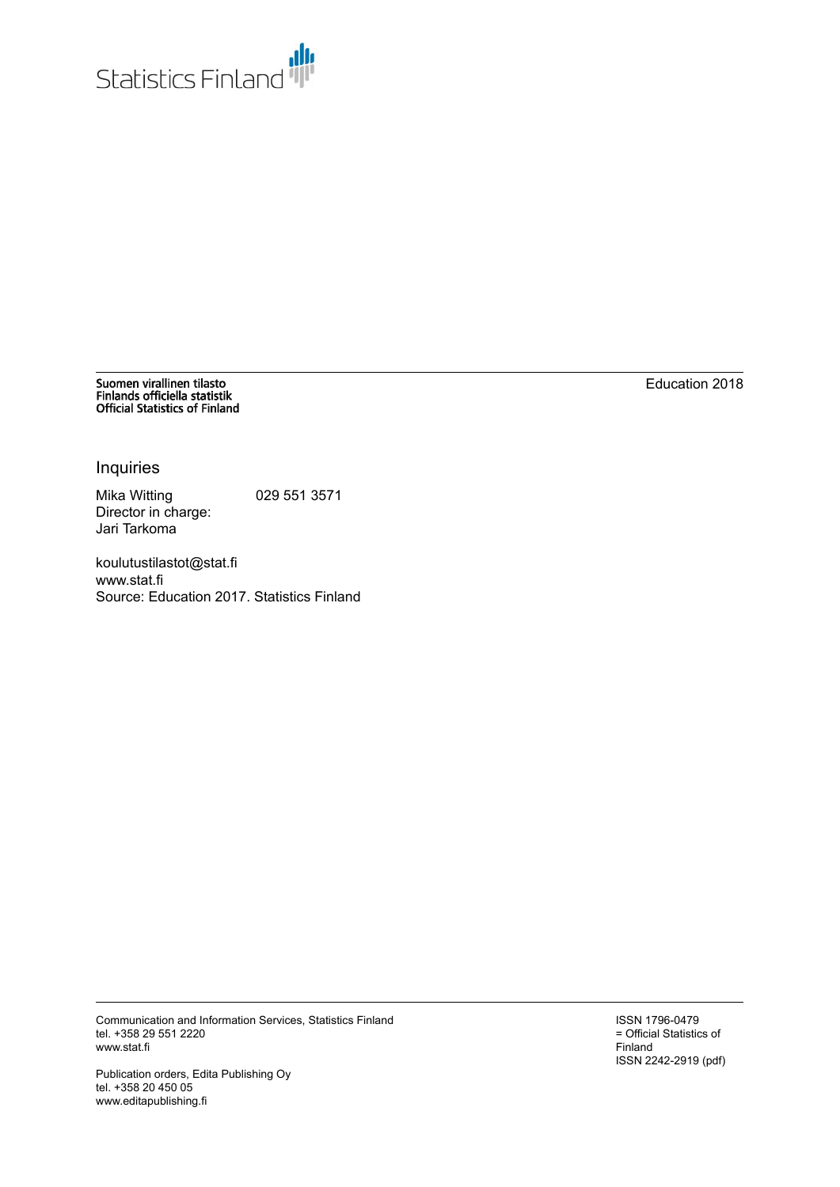Statistics Finland

Suomen virallinen tilasto
Finlands officiella statistik
Official Statistics of Finland

Education 2018

## Inquiries

Mika Witting 029 551 3571
Director in charge:
Jari Tarkoma

koulutustilastot@stat.fi
www.stat.fi
Source: Education 2017. Statistics Finland

Communication and Information Services, Statistics Finland
tel. +358 29 551 2220
www.stat.fi

Publication orders, Edita Publishing Oy
tel. +358 20 450 05
www.editapublishing.fi

ISSN 1796-0479
= Official Statistics of Finland
ISSN 2242-2919 (pdf)